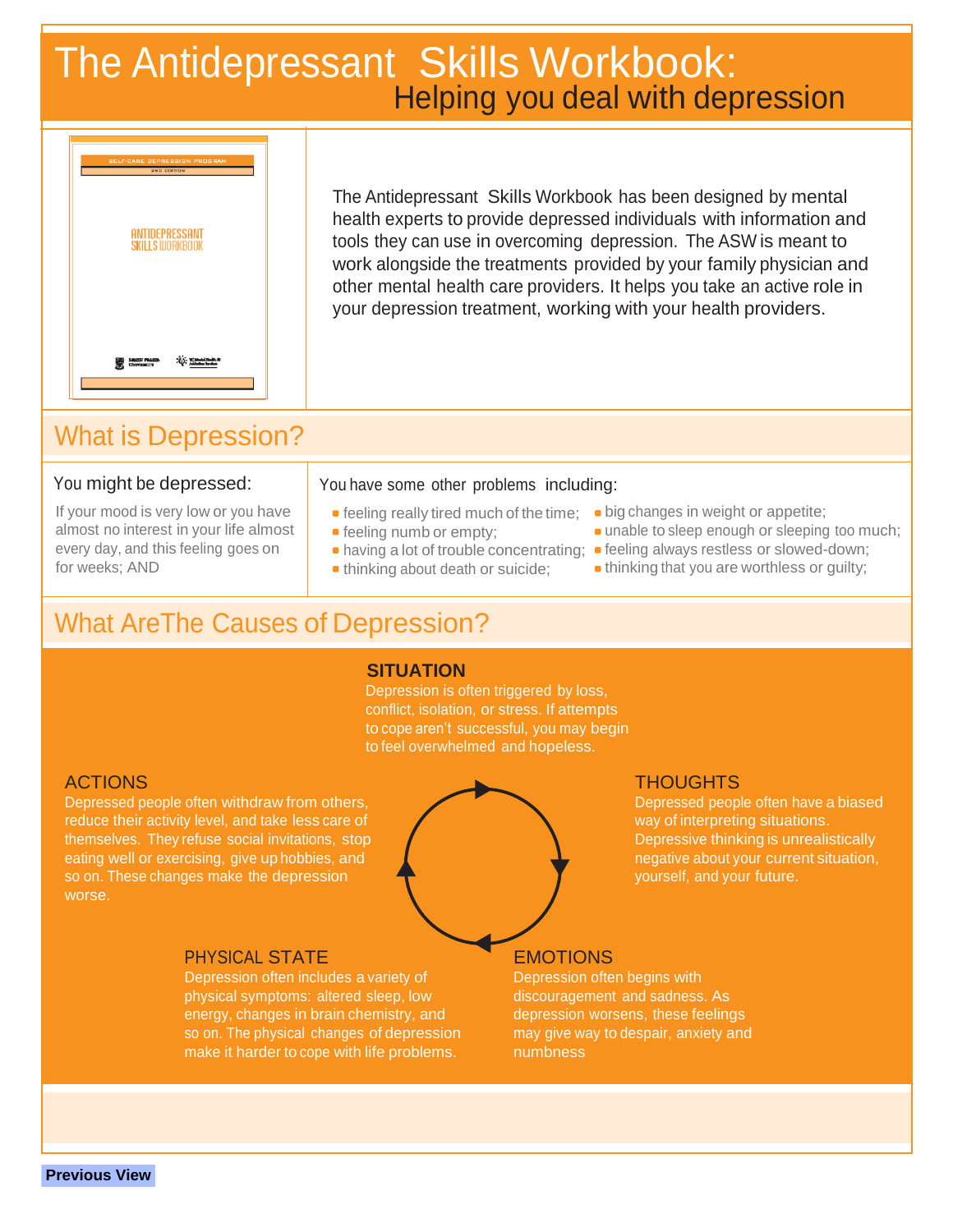# The Antidepressant Skills Workbook:

## Helping you deal with depression

The Antidepressant Skills Workbook has been designed by mental health experts to provide depressed individuals with information and tools they can use in overcoming depression. The ASW is meant to work alongside the treatments provided by your family physician and other mental health care providers. It helps you take an active role in your depression treatment, working with your health providers.

## What is Depression?

### You might be depressed:

If your mood is very low or you have almost no interest in your life almost every day, and this feeling goes on for weeks; AND

### You have some other problems including:

- feeling really tired much of the time;
- feeling numb or empty;
- having a lot of trouble concentrating;
- thinking about death or suicide;
- big changes in weight or appetite;
- unable to sleep enough or sleeping too much;
- feeling always restless or slowed-down;
- thinking that you are worthless or guilty;

## What AreThe Causes of Depression?

**SITUATION**

Depression is often triggered by loss, conflict, isolation, or stress. If attempts to cope aren't successful, you may begin to feel overwhelmed and hopeless.

**THOUGHTS**

Depressed people often have a biased way of interpreting situations. Depressive thinking is unrealistically negative about your current situation, yourself, and your future.

**EMOTIONS**

Depression often begins with discouragement and sadness. As depression worsens, these feelings may give way to despair, anxiety and numbness

**PHYSICAL STATE**

Depression often includes a variety of physical symptoms: altered sleep, low energy, changes in brain chemistry, and so on. The physical changes of depression make it harder to cope with life problems.

**ACTIONS**

Depressed people often withdraw from others, reduce their activity level, and take less care of themselves. They refuse social invitations, stop eating well or exercising, give up hobbies, and so on. These changes make the depression worse.

**Previous View**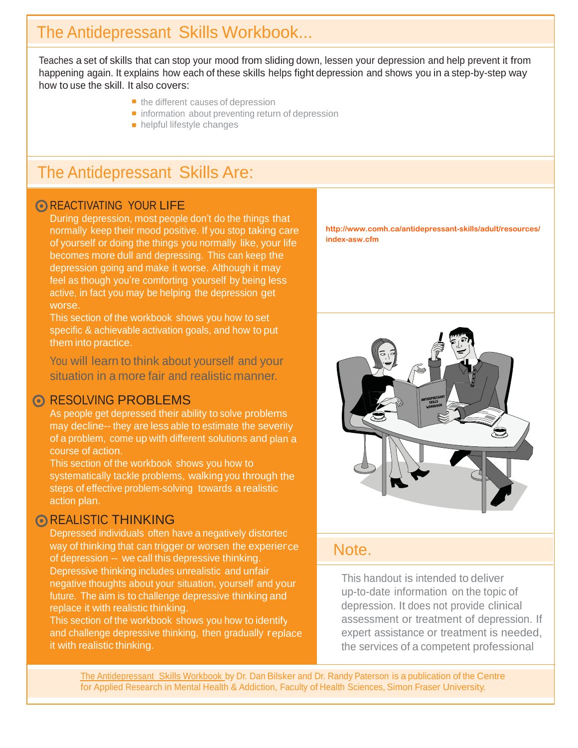## The Antidepressant Skills Workbook...

Teaches a set of skills that can stop your mood from sliding down, lessen your depression and help prevent it from happening again. It explains how each of these skills helps fight depression and shows you in a step-by-step way how to use the skill. It also covers:

- the different causes of depression
- information about preventing return of depression
- helpful lifestyle changes

## The Antidepressant Skills Are:

### REACTIVATING YOUR LIFE

During depression, most people don't do the things that normally keep their mood positive. If you stop taking care of yourself or doing the things you normally like, your life becomes more dull and depressing. This can keep the depression going and make it worse. Although it may feel as though you're comforting yourself by being less active, in fact you may be helping the depression get worse.

This section of the workbook shows you how to set specific & achievable activation goals, and how to put them into practice.

You will learn to think about yourself and your situation in a more fair and realistic manner.

### RESOLVING PROBLEMS

As people get depressed their ability to solve problems may decline-- they are less able to estimate the severity of a problem, come up with different solutions and plan a course of action.

This section of the workbook shows you how to systematically tackle problems, walking you through the steps of effective problem-solving towards a realistic action plan.

### REALISTIC THINKING

Depressed individuals often have a negatively distorted way of thinking that can trigger or worsen the experience of depression -- we call this depressive thinking. Depressive thinking includes unrealistic and unfair negative thoughts about your situation, yourself and your future. The aim is to challenge depressive thinking and replace it with realistic thinking.

This section of the workbook shows you how to identify and challenge depressive thinking, then gradually replace it with realistic thinking.

**http://www.comh.ca/antidepressant-skills/adult/resources/index-asw.cfm**

## Note.

This handout is intended to deliver up-to-date information on the topic of depression. It does not provide clinical assessment or treatment of depression. If expert assistance or treatment is needed, the services of a competent professional

The Antidepressant Skills Workbook by Dr. Dan Bilsker and Dr. Randy Paterson is a publication of the Centre for Applied Research in Mental Health & Addiction, Faculty of Health Sciences, Simon Fraser University.